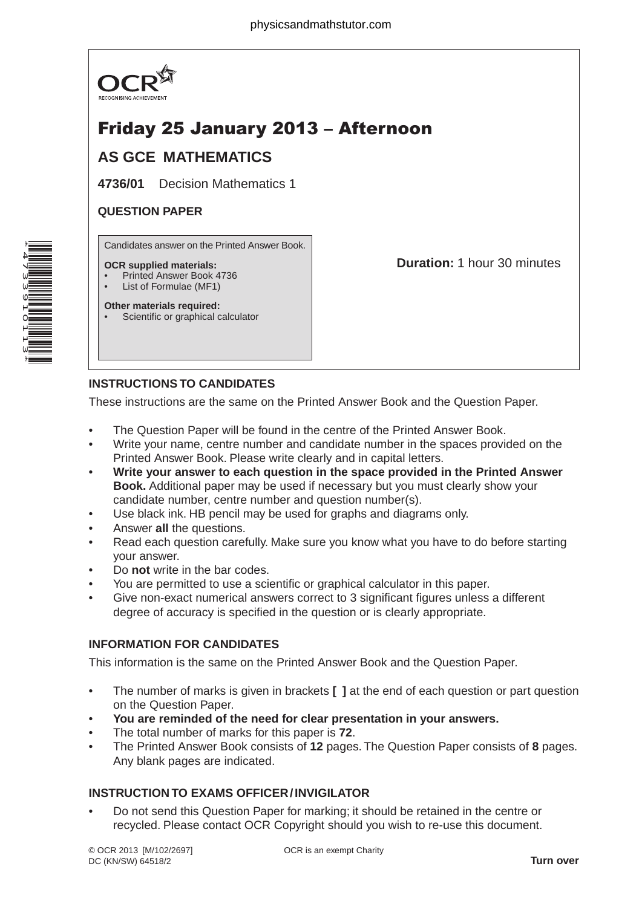OCR
RECOGNISING ACHIEVEMENT

# Friday 25 January 2013 – Afternoon

## AS GCE MATHEMATICS

**4736/01** Decision Mathematics 1

**QUESTION PAPER**

Candidates answer on the Printed Answer Book.

**OCR supplied materials:**
- Printed Answer Book 4736
- List of Formulae (MF1)

**Other materials required:**
- Scientific or graphical calculator

**Duration:** 1 hour 30 minutes

### INSTRUCTIONS TO CANDIDATES

These instructions are the same on the Printed Answer Book and the Question Paper.

- The Question Paper will be found in the centre of the Printed Answer Book.
- Write your name, centre number and candidate number in the spaces provided on the Printed Answer Book. Please write clearly and in capital letters.
- **Write your answer to each question in the space provided in the Printed Answer Book.** Additional paper may be used if necessary but you must clearly show your candidate number, centre number and question number(s).
- Use black ink. HB pencil may be used for graphs and diagrams only.
- Answer **all** the questions.
- Read each question carefully. Make sure you know what you have to do before starting your answer.
- Do **not** write in the bar codes.
- You are permitted to use a scientific or graphical calculator in this paper.
- Give non-exact numerical answers correct to 3 significant figures unless a different degree of accuracy is specified in the question or is clearly appropriate.

### INFORMATION FOR CANDIDATES

This information is the same on the Printed Answer Book and the Question Paper.

- The number of marks is given in brackets **[ ]** at the end of each question or part question on the Question Paper.
- **You are reminded of the need for clear presentation in your answers.**
- The total number of marks for this paper is **72**.
- The Printed Answer Book consists of **12** pages. The Question Paper consists of **8** pages. Any blank pages are indicated.

### INSTRUCTION TO EXAMS OFFICER / INVIGILATOR

- Do not send this Question Paper for marking; it should be retained in the centre or recycled. Please contact OCR Copyright should you wish to re-use this document.

© OCR 2013 [M/102/2697]
DC (KN/SW) 64518/2

OCR is an exempt Charity

**Turn over**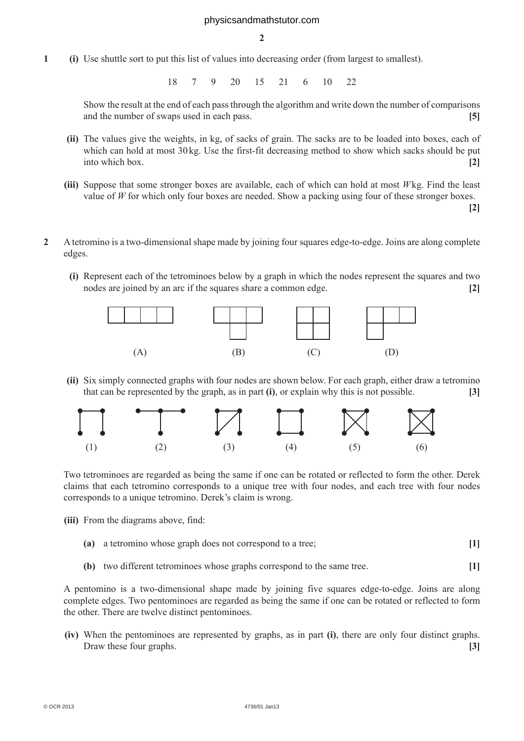**1** **(i)** Use shuttle sort to put this list of values into decreasing order (from largest to smallest).

18 7 9 20 15 21 6 10 22

Show the result at the end of each pass through the algorithm and write down the number of comparisons and the number of swaps used in each pass. **[5]**

**(ii)** The values give the weights, in kg, of sacks of grain. The sacks are to be loaded into boxes, each of which can hold at most 30 kg. Use the first-fit decreasing method to show which sacks should be put into which box. **[2]**

**(iii)** Suppose that some stronger boxes are available, each of which can hold at most $W$ kg. Find the least value of $W$ for which only four boxes are needed. Show a packing using four of these stronger boxes. **[2]**

**2** A tetromino is a two-dimensional shape made by joining four squares edge-to-edge. Joins are along complete edges.

**(i)** Represent each of the tetrominoes below by a graph in which the nodes represent the squares and two nodes are joined by an arc if the squares share a common edge. **[2]**

(A) (B) (C) (D)

**(ii)** Six simply connected graphs with four nodes are shown below. For each graph, either draw a tetromino that can be represented by the graph, as in part **(i)**, or explain why this is not possible. **[3]**

(1) (2) (3) (4) (5) (6)

Two tetrominoes are regarded as being the same if one can be rotated or reflected to form the other. Derek claims that each tetromino corresponds to a unique tree with four nodes, and each tree with four nodes corresponds to a unique tetromino. Derek's claim is wrong.

**(iii)** From the diagrams above, find:

**(a)** a tetromino whose graph does not correspond to a tree; **[1]**

**(b)** two different tetrominoes whose graphs correspond to the same tree. **[1]**

A pentomino is a two-dimensional shape made by joining five squares edge-to-edge. Joins are along complete edges. Two pentominoes are regarded as being the same if one can be rotated or reflected to form the other. There are twelve distinct pentominoes.

**(iv)** When the pentominoes are represented by graphs, as in part **(i)**, there are only four distinct graphs. Draw these four graphs. **[3]**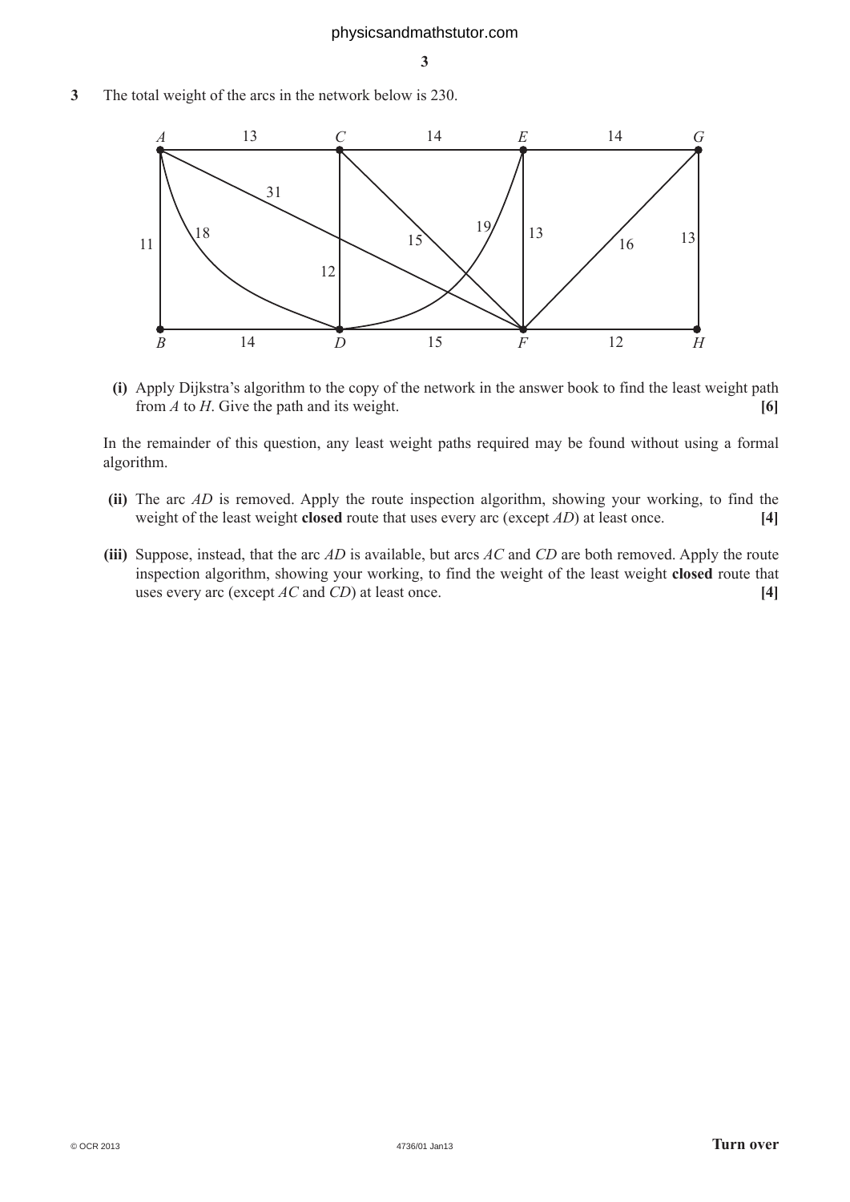**3** The total weight of the arcs in the network below is 230.

**(i)** Apply Dijkstra's algorithm to the copy of the network in the answer book to find the least weight path from $A$ to $H$. Give the path and its weight. **[6]**

In the remainder of this question, any least weight paths required may be found without using a formal algorithm.

**(ii)** The arc $AD$ is removed. Apply the route inspection algorithm, showing your working, to find the weight of the least weight **closed** route that uses every arc (except $AD$) at least once. **[4]**

**(iii)** Suppose, instead, that the arc $AD$ is available, but arcs $AC$ and $CD$ are both removed. Apply the route inspection algorithm, showing your working, to find the weight of the least weight **closed** route that uses every arc (except $AC$ and $CD$) at least once. **[4]**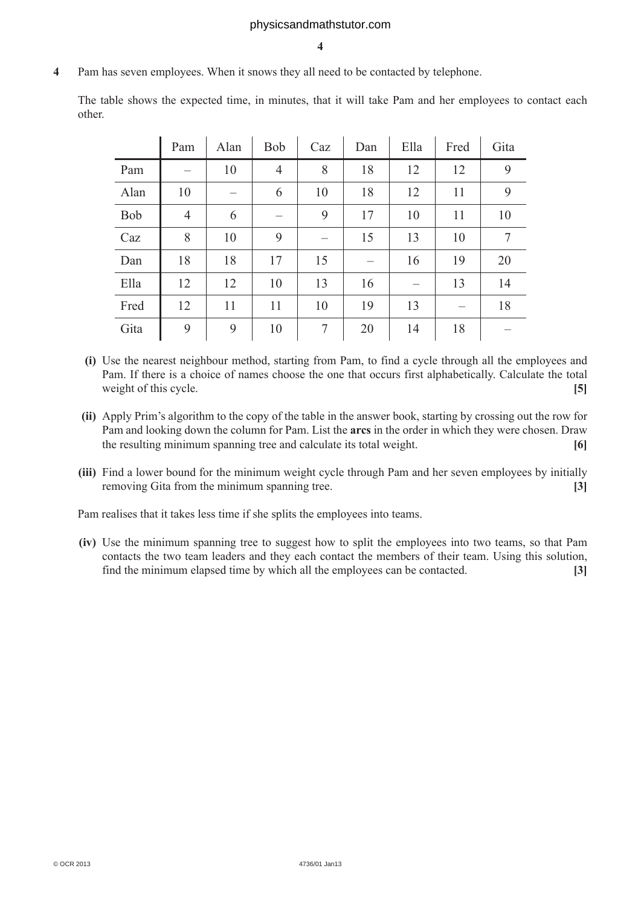**4** Pam has seven employees. When it snows they all need to be contacted by telephone.

The table shows the expected time, in minutes, that it will take Pam and her employees to contact each other.

| | Pam | Alan | Bob | Caz | Dan | Ella | Fred | Gita |
|---|---|---|---|---|---|---|---|---|
| Pam | – | 10 | 4 | 8 | 18 | 12 | 12 | 9 |
| Alan | 10 | – | 6 | 10 | 18 | 12 | 11 | 9 |
| Bob | 4 | 6 | – | 9 | 17 | 10 | 11 | 10 |
| Caz | 8 | 10 | 9 | – | 15 | 13 | 10 | 7 |
| Dan | 18 | 18 | 17 | 15 | – | 16 | 19 | 20 |
| Ella | 12 | 12 | 10 | 13 | 16 | – | 13 | 14 |
| Fred | 12 | 11 | 11 | 10 | 19 | 13 | – | 18 |
| Gita | 9 | 9 | 10 | 7 | 20 | 14 | 18 | – |

**(i)** Use the nearest neighbour method, starting from Pam, to find a cycle through all the employees and Pam. If there is a choice of names choose the one that occurs first alphabetically. Calculate the total weight of this cycle. **[5]**

**(ii)** Apply Prim's algorithm to the copy of the table in the answer book, starting by crossing out the row for Pam and looking down the column for Pam. List the **arcs** in the order in which they were chosen. Draw the resulting minimum spanning tree and calculate its total weight. **[6]**

**(iii)** Find a lower bound for the minimum weight cycle through Pam and her seven employees by initially removing Gita from the minimum spanning tree. **[3]**

Pam realises that it takes less time if she splits the employees into teams.

**(iv)** Use the minimum spanning tree to suggest how to split the employees into two teams, so that Pam contacts the two team leaders and they each contact the members of their team. Using this solution, find the minimum elapsed time by which all the employees can be contacted. **[3]**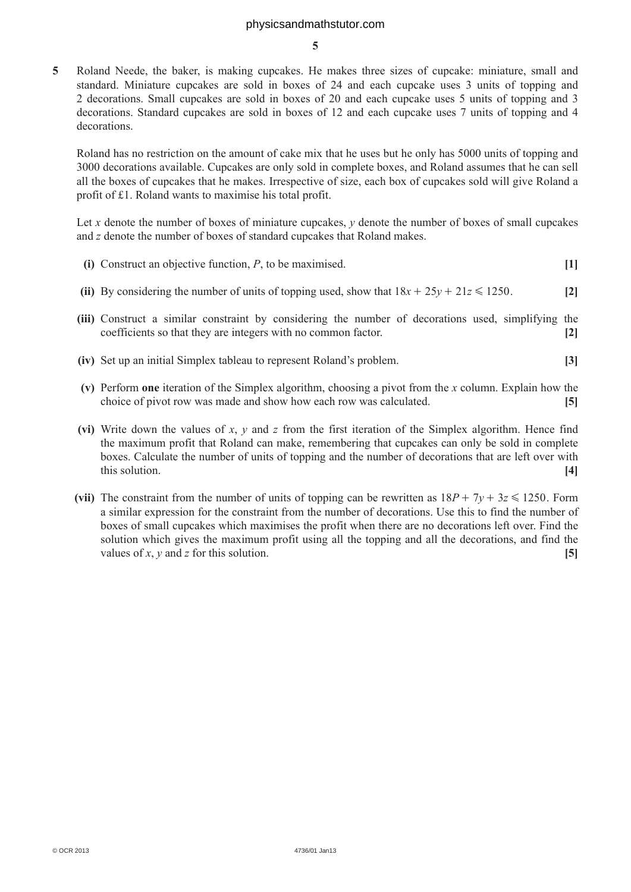**5** Roland Neede, the baker, is making cupcakes. He makes three sizes of cupcake: miniature, small and standard. Miniature cupcakes are sold in boxes of 24 and each cupcake uses 3 units of topping and 2 decorations. Small cupcakes are sold in boxes of 20 and each cupcake uses 5 units of topping and 3 decorations. Standard cupcakes are sold in boxes of 12 and each cupcake uses 7 units of topping and 4 decorations.

Roland has no restriction on the amount of cake mix that he uses but he only has 5000 units of topping and 3000 decorations available. Cupcakes are only sold in complete boxes, and Roland assumes that he can sell all the boxes of cupcakes that he makes. Irrespective of size, each box of cupcakes sold will give Roland a profit of £1. Roland wants to maximise his total profit.

Let $x$ denote the number of boxes of miniature cupcakes, $y$ denote the number of boxes of small cupcakes and $z$ denote the number of boxes of standard cupcakes that Roland makes.

**(i)** Construct an objective function, $P$, to be maximised. **[1]**

**(ii)** By considering the number of units of topping used, show that $18x + 25y + 21z \leqslant 1250$. **[2]**

**(iii)** Construct a similar constraint by considering the number of decorations used, simplifying the coefficients so that they are integers with no common factor. **[2]**

**(iv)** Set up an initial Simplex tableau to represent Roland's problem. **[3]**

**(v)** Perform **one** iteration of the Simplex algorithm, choosing a pivot from the $x$ column. Explain how the choice of pivot row was made and show how each row was calculated. **[5]**

**(vi)** Write down the values of $x$, $y$ and $z$ from the first iteration of the Simplex algorithm. Hence find the maximum profit that Roland can make, remembering that cupcakes can only be sold in complete boxes. Calculate the number of units of topping and the number of decorations that are left over with this solution. **[4]**

**(vii)** The constraint from the number of units of topping can be rewritten as $18P + 7y + 3z \leqslant 1250$. Form a similar expression for the constraint from the number of decorations. Use this to find the number of boxes of small cupcakes which maximises the profit when there are no decorations left over. Find the solution which gives the maximum profit using all the topping and all the decorations, and find the values of $x$, $y$ and $z$ for this solution. **[5]**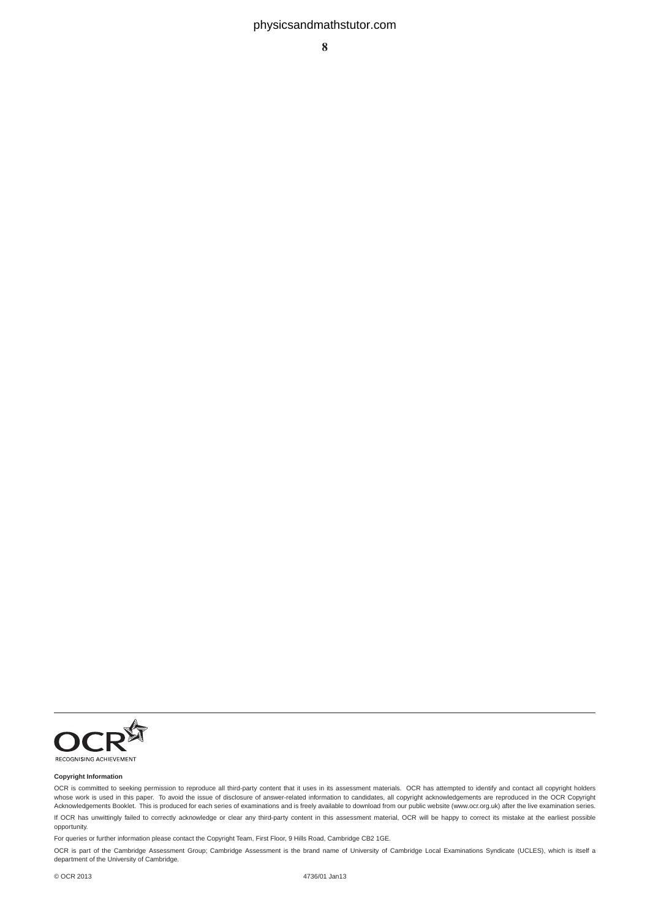RECOGNISING ACHIEVEMENT

**Copyright Information**

OCR is committed to seeking permission to reproduce all third-party content that it uses in its assessment materials. OCR has attempted to identify and contact all copyright holders whose work is used in this paper. To avoid the issue of disclosure of answer-related information to candidates, all copyright acknowledgements are reproduced in the OCR Copyright Acknowledgements Booklet. This is produced for each series of examinations and is freely available to download from our public website (www.ocr.org.uk) after the live examination series.

If OCR has unwittingly failed to correctly acknowledge or clear any third-party content in this assessment material, OCR will be happy to correct its mistake at the earliest possible opportunity.

For queries or further information please contact the Copyright Team, First Floor, 9 Hills Road, Cambridge CB2 1GE.

OCR is part of the Cambridge Assessment Group; Cambridge Assessment is the brand name of University of Cambridge Local Examinations Syndicate (UCLES), which is itself a department of the University of Cambridge.

© OCR 2013 4736/01 Jan13